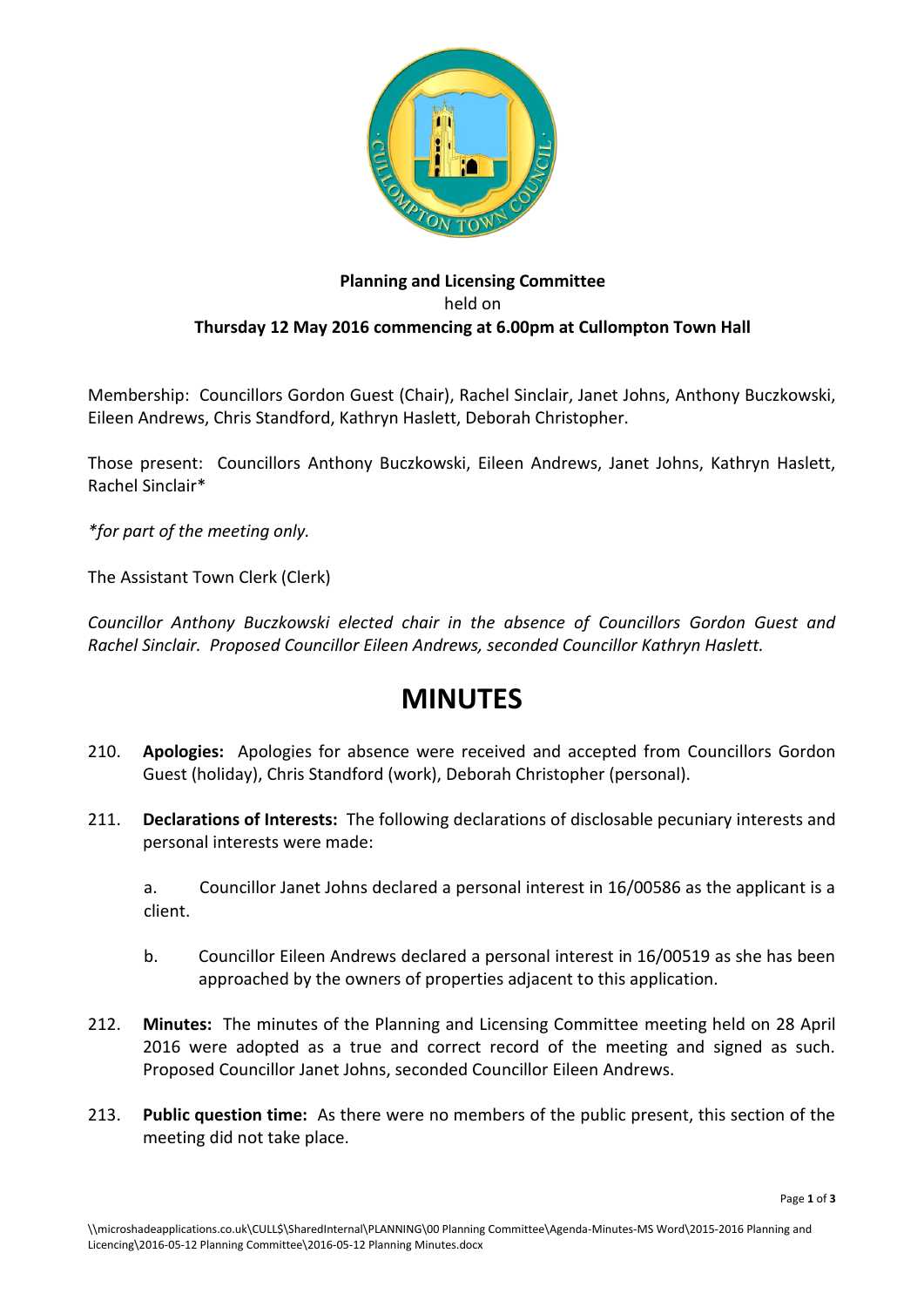**Planning and Licensing Committee**
held on
**Thursday 12 May 2016 commencing at 6.00pm at Cullompton Town Hall**

Membership: Councillors Gordon Guest (Chair), Rachel Sinclair, Janet Johns, Anthony Buczkowski, Eileen Andrews, Chris Standford, Kathryn Haslett, Deborah Christopher.

Those present: Councillors Anthony Buczkowski, Eileen Andrews, Janet Johns, Kathryn Haslett, Rachel Sinclair*

*\*for part of the meeting only.*

The Assistant Town Clerk (Clerk)

*Councillor Anthony Buczkowski elected chair in the absence of Councillors Gordon Guest and Rachel Sinclair. Proposed Councillor Eileen Andrews, seconded Councillor Kathryn Haslett.*

# MINUTES

210. **Apologies:** Apologies for absence were received and accepted from Councillors Gordon Guest (holiday), Chris Standford (work), Deborah Christopher (personal).

211. **Declarations of Interests:** The following declarations of disclosable pecuniary interests and personal interests were made:

    a. Councillor Janet Johns declared a personal interest in 16/00586 as the applicant is a client.

    b. Councillor Eileen Andrews declared a personal interest in 16/00519 as she has been approached by the owners of properties adjacent to this application.

212. **Minutes:** The minutes of the Planning and Licensing Committee meeting held on 28 April 2016 were adopted as a true and correct record of the meeting and signed as such. Proposed Councillor Janet Johns, seconded Councillor Eileen Andrews.

213. **Public question time:** As there were no members of the public present, this section of the meeting did not take place.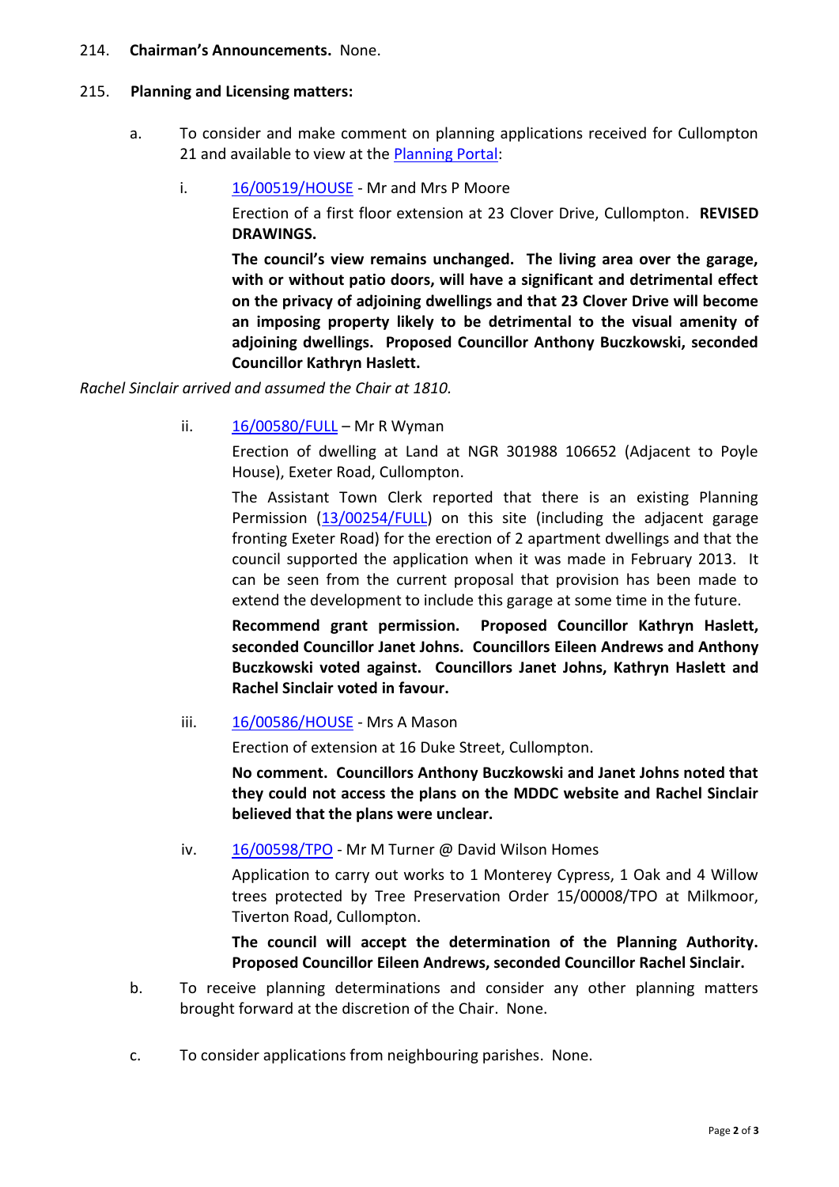214. **Chairman's Announcements.** None.

215. **Planning and Licensing matters:**

a. To consider and make comment on planning applications received for Cullompton 21 and available to view at the [Planning Portal]:

i. [16/00519/HOUSE] - Mr and Mrs P Moore

Erection of a first floor extension at 23 Clover Drive, Cullompton. **REVISED DRAWINGS.**

**The council's view remains unchanged. The living area over the garage, with or without patio doors, will have a significant and detrimental effect on the privacy of adjoining dwellings and that 23 Clover Drive will become an imposing property likely to be detrimental to the visual amenity of adjoining dwellings. Proposed Councillor Anthony Buczkowski, seconded Councillor Kathryn Haslett.**

*Rachel Sinclair arrived and assumed the Chair at 1810.*

ii. [16/00580/FULL] – Mr R Wyman

Erection of dwelling at Land at NGR 301988 106652 (Adjacent to Poyle House), Exeter Road, Cullompton.

The Assistant Town Clerk reported that there is an existing Planning Permission ([13/00254/FULL]) on this site (including the adjacent garage fronting Exeter Road) for the erection of 2 apartment dwellings and that the council supported the application when it was made in February 2013. It can be seen from the current proposal that provision has been made to extend the development to include this garage at some time in the future.

**Recommend grant permission. Proposed Councillor Kathryn Haslett, seconded Councillor Janet Johns. Councillors Eileen Andrews and Anthony Buczkowski voted against. Councillors Janet Johns, Kathryn Haslett and Rachel Sinclair voted in favour.**

iii. [16/00586/HOUSE] - Mrs A Mason

Erection of extension at 16 Duke Street, Cullompton.

**No comment. Councillors Anthony Buczkowski and Janet Johns noted that they could not access the plans on the MDDC website and Rachel Sinclair believed that the plans were unclear.**

iv. [16/00598/TPO] - Mr M Turner @ David Wilson Homes

Application to carry out works to 1 Monterey Cypress, 1 Oak and 4 Willow trees protected by Tree Preservation Order 15/00008/TPO at Milkmoor, Tiverton Road, Cullompton.

**The council will accept the determination of the Planning Authority. Proposed Councillor Eileen Andrews, seconded Councillor Rachel Sinclair.**

b. To receive planning determinations and consider any other planning matters brought forward at the discretion of the Chair. None.

c. To consider applications from neighbouring parishes. None.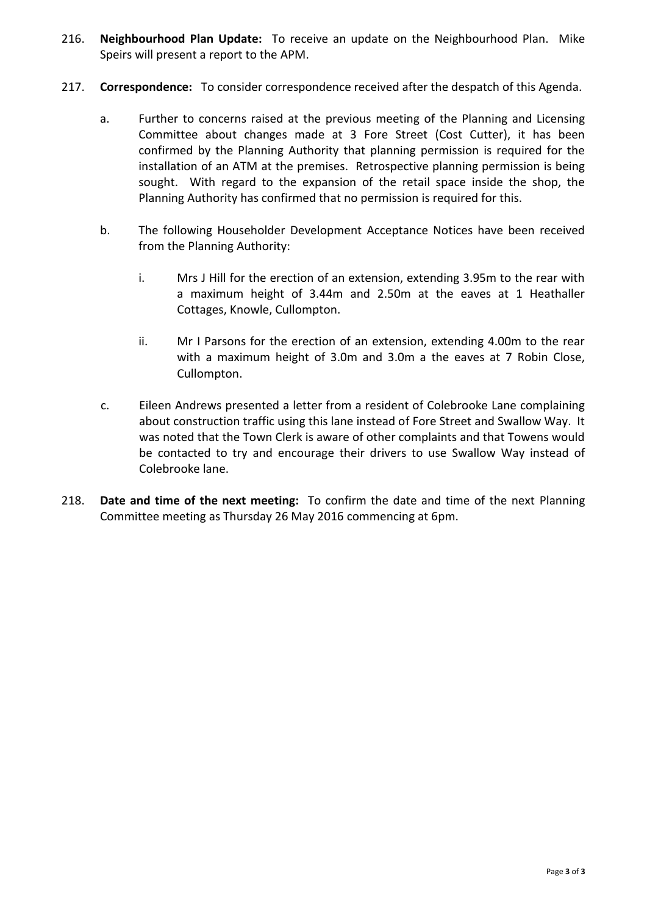216. **Neighbourhood Plan Update:** To receive an update on the Neighbourhood Plan. Mike Speirs will present a report to the APM.

217. **Correspondence:** To consider correspondence received after the despatch of this Agenda.

    a. Further to concerns raised at the previous meeting of the Planning and Licensing Committee about changes made at 3 Fore Street (Cost Cutter), it has been confirmed by the Planning Authority that planning permission is required for the installation of an ATM at the premises. Retrospective planning permission is being sought. With regard to the expansion of the retail space inside the shop, the Planning Authority has confirmed that no permission is required for this.

    b. The following Householder Development Acceptance Notices have been received from the Planning Authority:

        i. Mrs J Hill for the erection of an extension, extending 3.95m to the rear with a maximum height of 3.44m and 2.50m at the eaves at 1 Heathaller Cottages, Knowle, Cullompton.

        ii. Mr I Parsons for the erection of an extension, extending 4.00m to the rear with a maximum height of 3.0m and 3.0m a the eaves at 7 Robin Close, Cullompton.

    c. Eileen Andrews presented a letter from a resident of Colebrooke Lane complaining about construction traffic using this lane instead of Fore Street and Swallow Way. It was noted that the Town Clerk is aware of other complaints and that Towens would be contacted to try and encourage their drivers to use Swallow Way instead of Colebrooke lane.

218. **Date and time of the next meeting:** To confirm the date and time of the next Planning Committee meeting as Thursday 26 May 2016 commencing at 6pm.